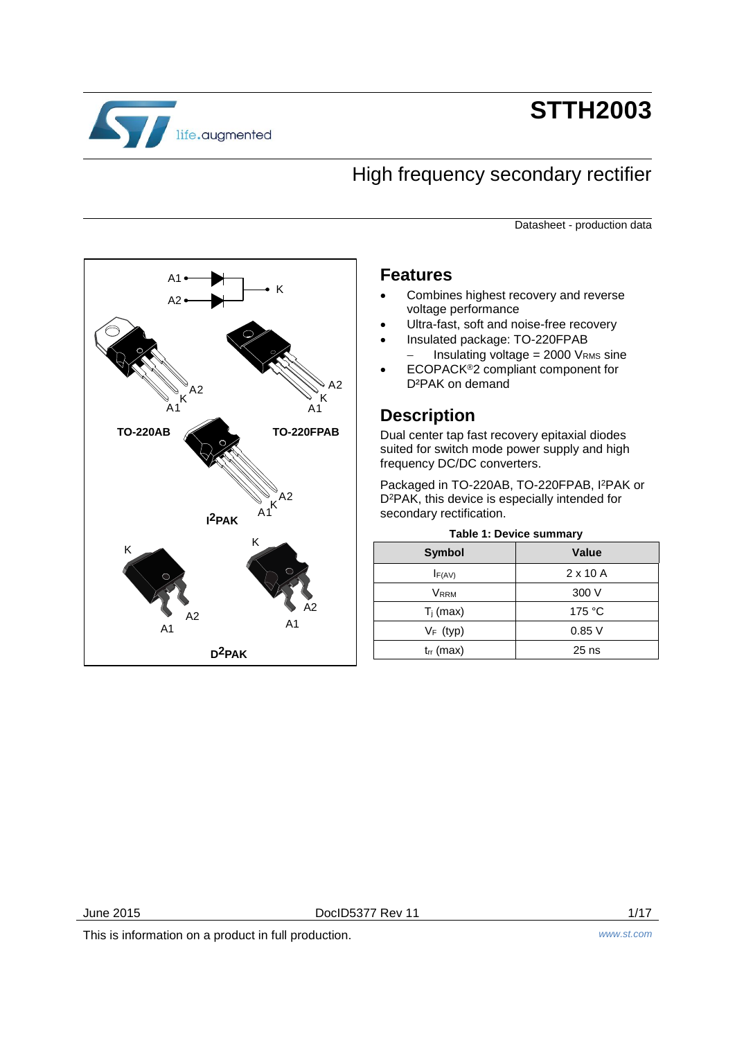# STTH2003

## High frequency secondary rectifier

Datasheet - production data

A1, A2, K

TO-220AB

TO-220FPAB

$I^2PAK$

$D^2PAK$

## Features

- Combines highest recovery and reverse voltage performance
- Ultra-fast, soft and noise-free recovery
- Insulated package: TO-220FPAB
  - Insulating voltage = 2000 $V_{RMS}$ sine
- ECOPACK®2 compliant component for $D^2PAK$ on demand

## Description

Dual center tap fast recovery epitaxial diodes suited for switch mode power supply and high frequency DC/DC converters.

Packaged in TO-220AB, TO-220FPAB, $I^2PAK$ or $D^2PAK$, this device is especially intended for secondary rectification.

**Table 1: Device summary**

| Symbol | Value |
|---|---|
| $I_{F(AV)}$ | 2 x 10 A |
| $V_{RRM}$ | 300 V |
| $T_j$ (max) | 175 °C |
| $V_F$ (typ) | 0.85 V |
| $t_{rr}$ (max) | 25 ns |

June 2015 DocID5377 Rev 11

This is information on a product in full production.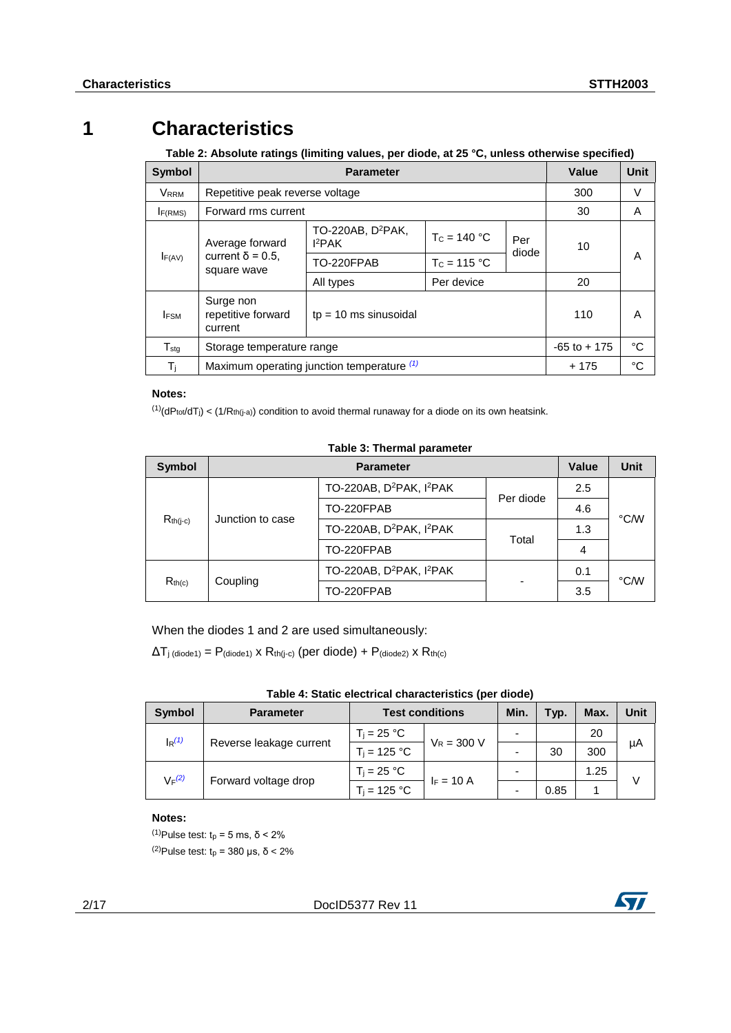# 1 Characteristics

**Table 2: Absolute ratings (limiting values, per diode, at 25 °C, unless otherwise specified)**

| Symbol | Parameter | | | | Value | Unit |
|---|---|---|---|---|---|---|
| $V_{RRM}$ | Repetitive peak reverse voltage | | | | 300 | V |
| $I_{F(RMS)}$ | Forward rms current | | | | 30 | A |
| $I_{F(AV)}$ | Average forward current δ = 0.5, square wave | TO-220AB, $D^2PAK$, $I^2PAK$ | $T_C$ = 140 °C | Per diode | 10 | A |
| | | TO-220FPAB | $T_C$ = 115 °C | | | |
| | | All types | Per device | | 20 | |
| $I_{FSM}$ | Surge non repetitive forward current | tp = 10 ms sinusoidal | | | 110 | A |
| $T_{stg}$ | Storage temperature range | | | | -65 to + 175 | °C |
| $T_j$ | Maximum operating junction temperature (1) | | | | + 175 | °C |

**Notes:**

(1)$(dP_{tot}/dT_j) < (1/R_{th(j-a)})$ condition to avoid thermal runaway for a diode on its own heatsink.

**Table 3: Thermal parameter**

| Symbol | Parameter | | | Value | Unit |
|---|---|---|---|---|---|
| $R_{th(j-c)}$ | Junction to case | TO-220AB, $D^2PAK$, $I^2PAK$ | Per diode | 2.5 | °C/W |
| | | TO-220FPAB | | 4.6 | |
| | | TO-220AB, $D^2PAK$, $I^2PAK$ | Total | 1.3 | |
| | | TO-220FPAB | | 4 | |
| $R_{th(c)}$ | Coupling | TO-220AB, $D^2PAK$, $I^2PAK$ | - | 0.1 | °C/W |
| | | TO-220FPAB | | 3.5 | |

When the diodes 1 and 2 are used simultaneously:

$\Delta T_{j\,(diode1)} = P_{(diode1)} \times R_{th(j-c)}$ (per diode) $+ P_{(diode2)} \times R_{th(c)}$

**Table 4: Static electrical characteristics (per diode)**

| Symbol | Parameter | Test conditions | | Min. | Typ. | Max. | Unit |
|---|---|---|---|---|---|---|---|
| $I_R$(1) | Reverse leakage current | $T_j$ = 25 °C | $V_R$ = 300 V | - | | 20 | µA |
| | | $T_j$ = 125 °C | | - | 30 | 300 | |
| $V_F$(2) | Forward voltage drop | $T_j$ = 25 °C | $I_F$ = 10 A | - | | 1.25 | V |
| | | $T_j$ = 125 °C | | - | 0.85 | 1 | |

**Notes:**

(1)Pulse test: $t_p$ = 5 ms, δ < 2%

(2)Pulse test: $t_p$ = 380 µs, δ < 2%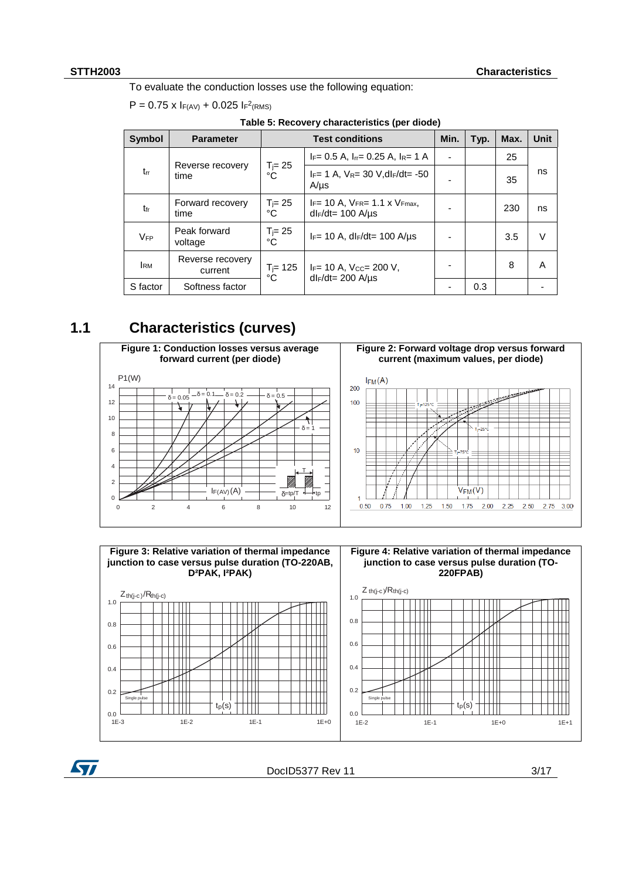To evaluate the conduction losses use the following equation:

$P = 0.75 \times I_{F(AV)} + 0.025 \, I_{F}^{2}{}_{(RMS)}$

**Table 5: Recovery characteristics (per diode)**

| Symbol | Parameter | Test conditions | | Min. | Typ. | Max. | Unit |
|---|---|---|---|---|---|---|---|
| $t_{rr}$ | Reverse recovery time | $T_j$= 25 °C | $I_F$= 0.5 A, $I_{rr}$= 0.25 A, $I_R$= 1 A | - | | 25 | ns |
| | | | $I_F$= 1 A, $V_R$= 30 V, $dI_F/dt$= -50 A/µs | - | | 35 | |
| $t_{fr}$ | Forward recovery time | $T_j$= 25 °C | $I_F$= 10 A, $V_{FR}$= 1.1 x $V_{Fmax}$, $dI_F/dt$= 100 A/µs | - | | 230 | ns |
| $V_{FP}$ | Peak forward voltage | $T_j$= 25 °C | $I_F$= 10 A, $dI_F/dt$= 100 A/µs | - | | 3.5 | V |
| $I_{RM}$ | Reverse recovery current | $T_j$= 125 °C | $I_F$= 10 A, $V_{CC}$= 200 V, $dI_F/dt$= 200 A/µs | - | | 8 | A |
| S factor | Softness factor | | | - | 0.3 | | - |

## 1.1 Characteristics (curves)

**Figure 1: Conduction losses versus average forward current (per diode)**

**Figure 2: Forward voltage drop versus forward current (maximum values, per diode)**

**Figure 3: Relative variation of thermal impedance junction to case versus pulse duration (TO-220AB, D²PAK, I²PAK)**

**Figure 4: Relative variation of thermal impedance junction to case versus pulse duration (TO-220FPAB)**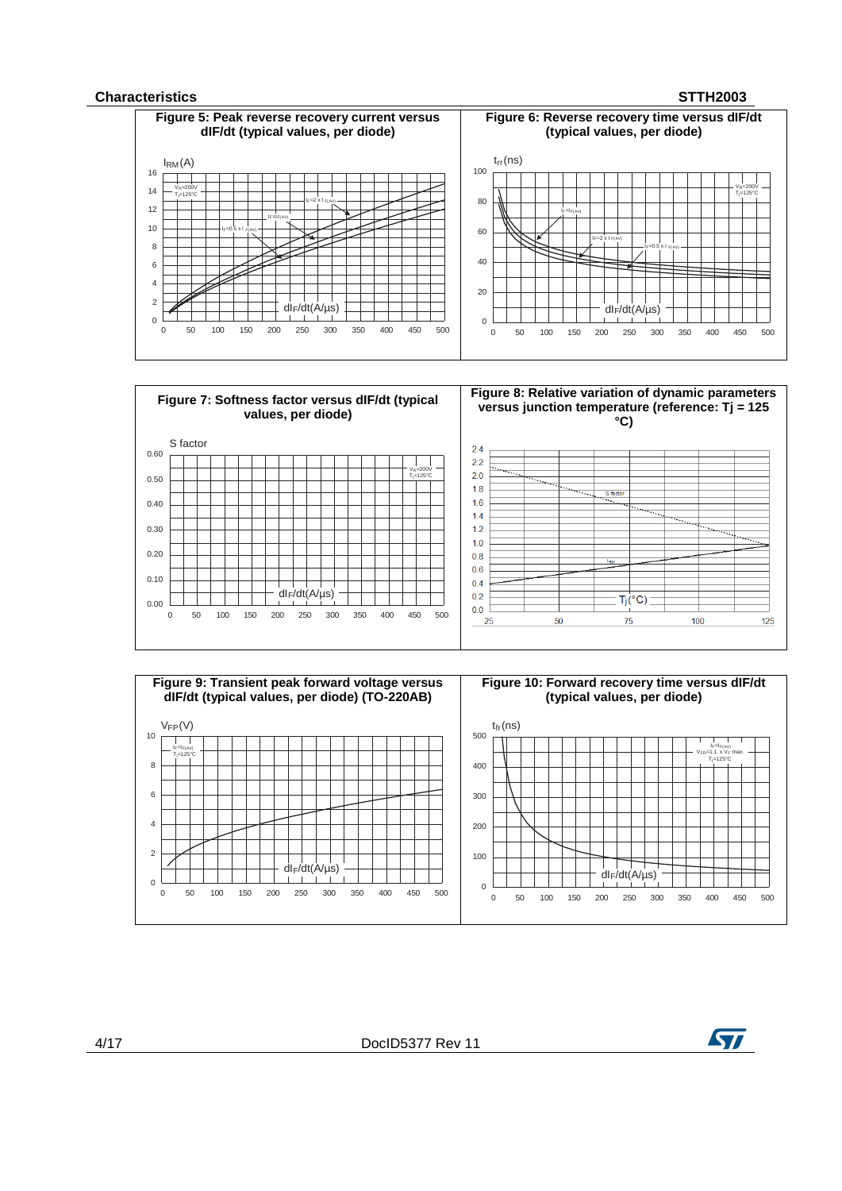**Figure 5: Peak reverse recovery current versus dIF/dt (typical values, per diode)**

**Figure 6: Reverse recovery time versus dIF/dt (typical values, per diode)**

**Figure 7: Softness factor versus dIF/dt (typical values, per diode)**

**Figure 8: Relative variation of dynamic parameters versus junction temperature (reference: Tj = 125 °C)**

**Figure 9: Transient peak forward voltage versus dIF/dt (typical values, per diode) (TO-220AB)**

**Figure 10: Forward recovery time versus dIF/dt (typical values, per diode)**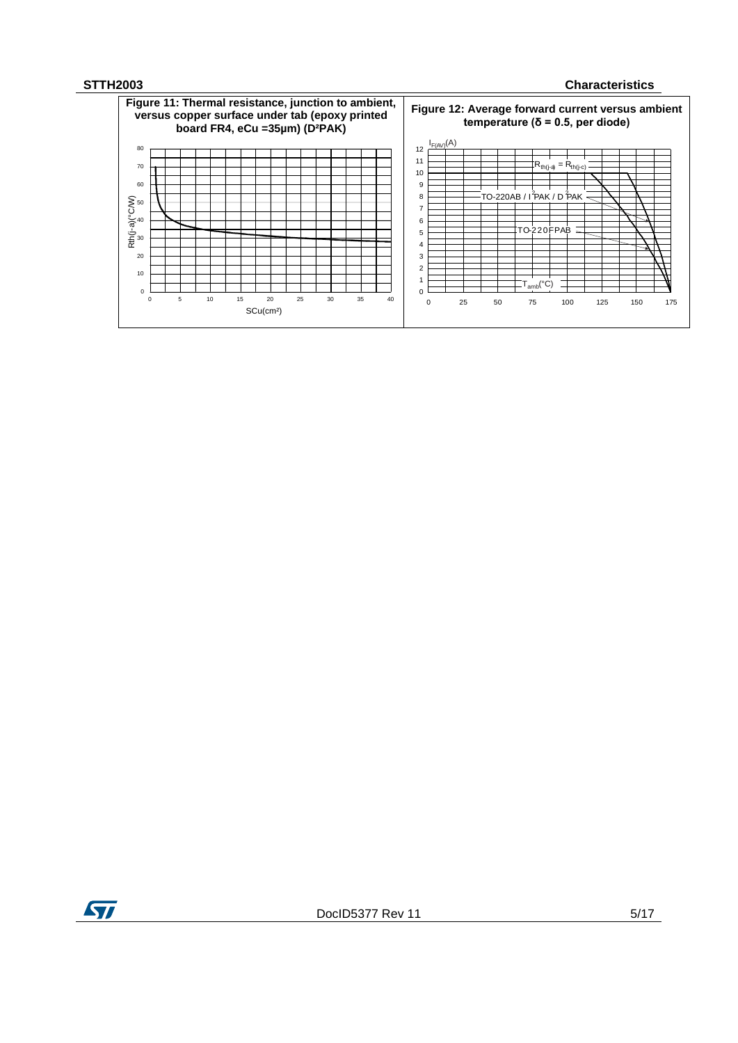Figure 11: Thermal resistance, junction to ambient, versus copper surface under tab (epoxy printed board FR4, eCu =35µm) (D²PAK)

Figure 12: Average forward current versus ambient temperature (δ = 0.5, per diode)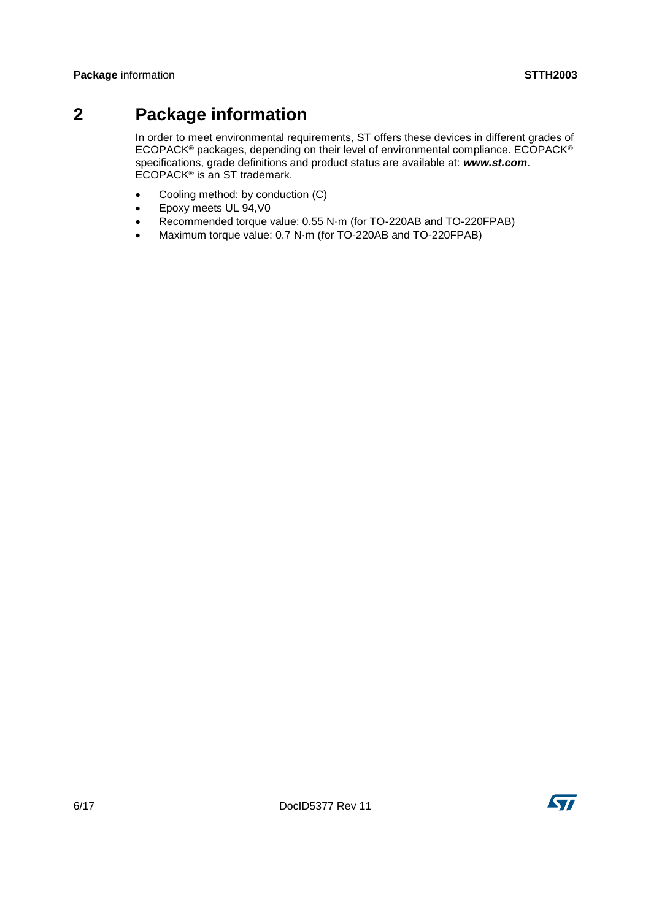# 2 Package information

In order to meet environmental requirements, ST offers these devices in different grades of ECOPACK® packages, depending on their level of environmental compliance. ECOPACK® specifications, grade definitions and product status are available at: ***www.st.com***. ECOPACK® is an ST trademark.

- Cooling method: by conduction (C)
- Epoxy meets UL 94,V0
- Recommended torque value: 0.55 N·m (for TO-220AB and TO-220FPAB)
- Maximum torque value: 0.7 N·m (for TO-220AB and TO-220FPAB)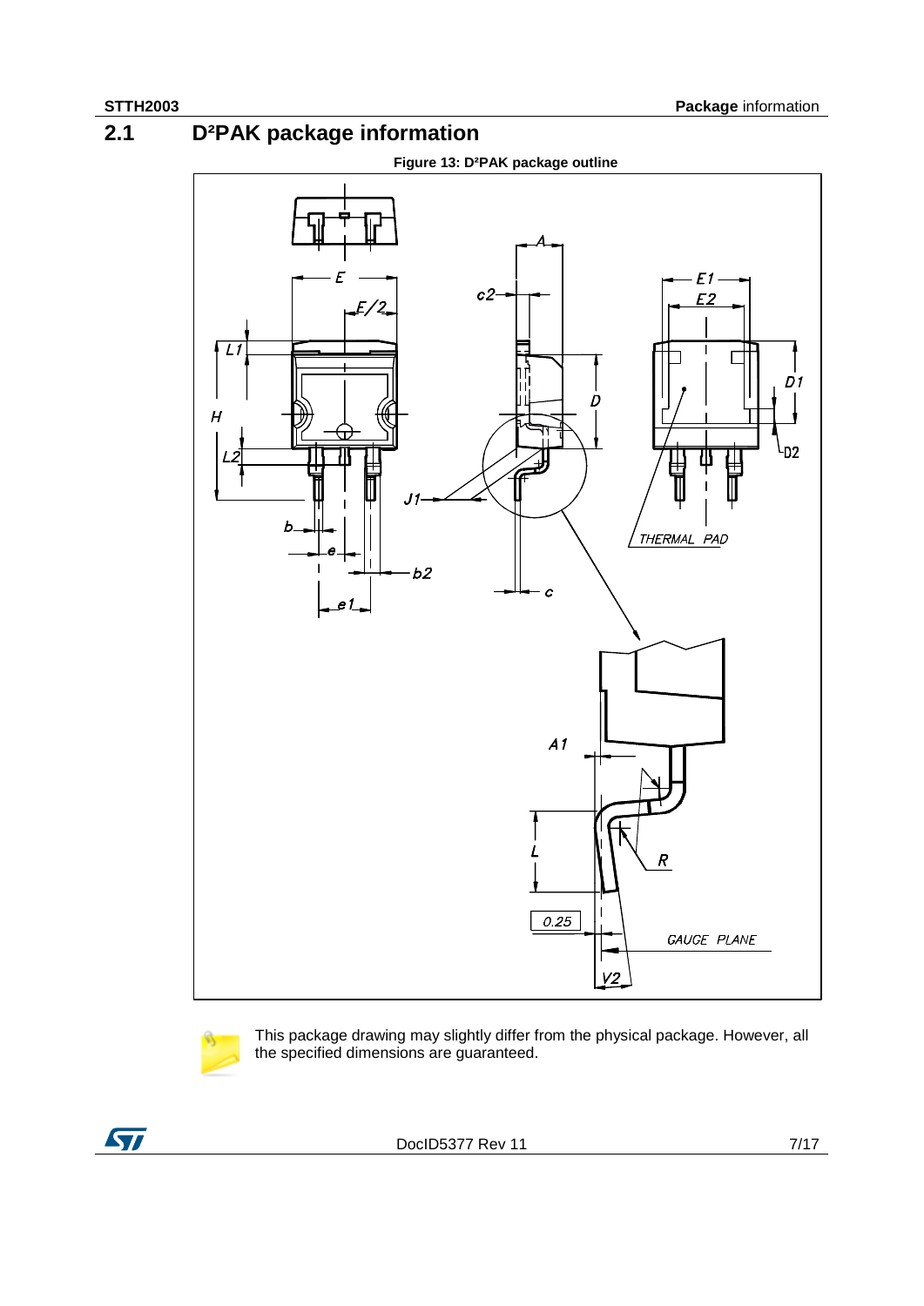## 2.1 D²PAK package information

Figure 13: D²PAK package outline

This package drawing may slightly differ from the physical package. However, all the specified dimensions are guaranteed.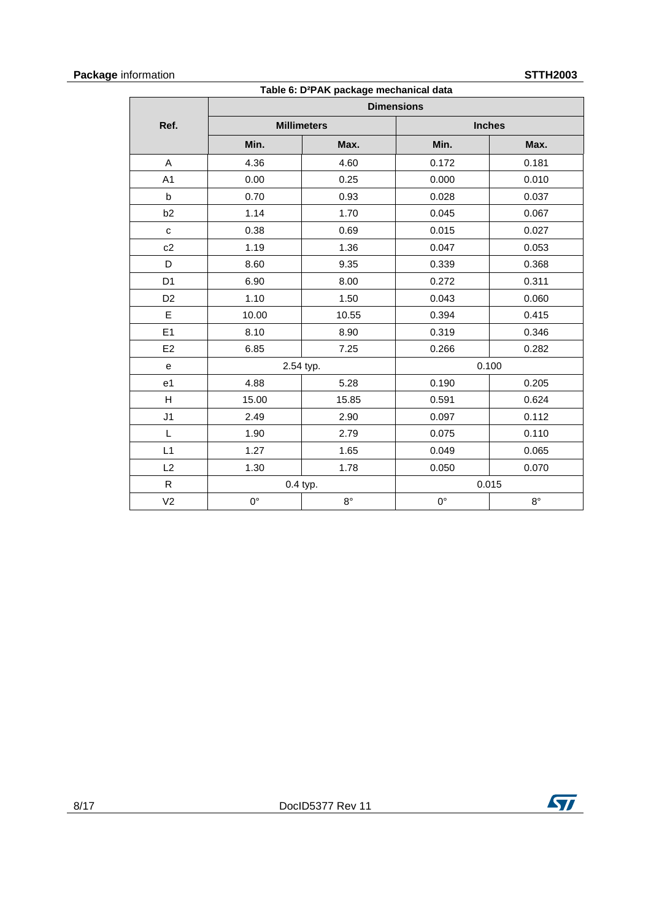Table 6: D²PAK package mechanical data

| Ref. | Dimensions | | | |
|---|---|---|---|---|
| | Millimeters | | Inches | |
| | Min. | Max. | Min. | Max. |
| A | 4.36 | 4.60 | 0.172 | 0.181 |
| A1 | 0.00 | 0.25 | 0.000 | 0.010 |
| b | 0.70 | 0.93 | 0.028 | 0.037 |
| b2 | 1.14 | 1.70 | 0.045 | 0.067 |
| c | 0.38 | 0.69 | 0.015 | 0.027 |
| c2 | 1.19 | 1.36 | 0.047 | 0.053 |
| D | 8.60 | 9.35 | 0.339 | 0.368 |
| D1 | 6.90 | 8.00 | 0.272 | 0.311 |
| D2 | 1.10 | 1.50 | 0.043 | 0.060 |
| E | 10.00 | 10.55 | 0.394 | 0.415 |
| E1 | 8.10 | 8.90 | 0.319 | 0.346 |
| E2 | 6.85 | 7.25 | 0.266 | 0.282 |
| e | 2.54 typ. | | 0.100 | |
| e1 | 4.88 | 5.28 | 0.190 | 0.205 |
| H | 15.00 | 15.85 | 0.591 | 0.624 |
| J1 | 2.49 | 2.90 | 0.097 | 0.112 |
| L | 1.90 | 2.79 | 0.075 | 0.110 |
| L1 | 1.27 | 1.65 | 0.049 | 0.065 |
| L2 | 1.30 | 1.78 | 0.050 | 0.070 |
| R | 0.4 typ. | | 0.015 | |
| V2 | 0° | 8° | 0° | 8° |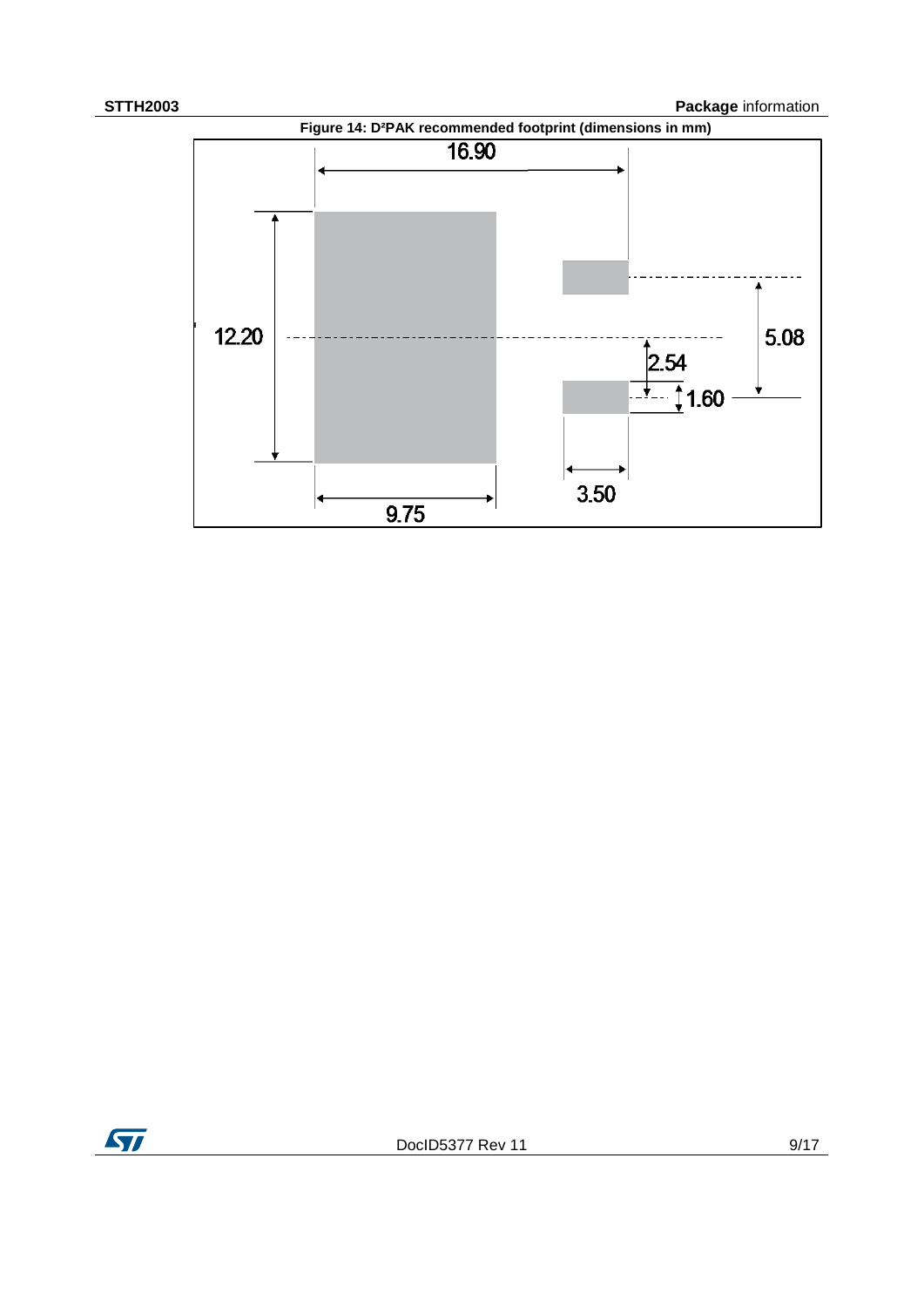Figure 14: D²PAK recommended footprint (dimensions in mm)

16.90

12.20

5.08

2.54

1.60

3.50

9.75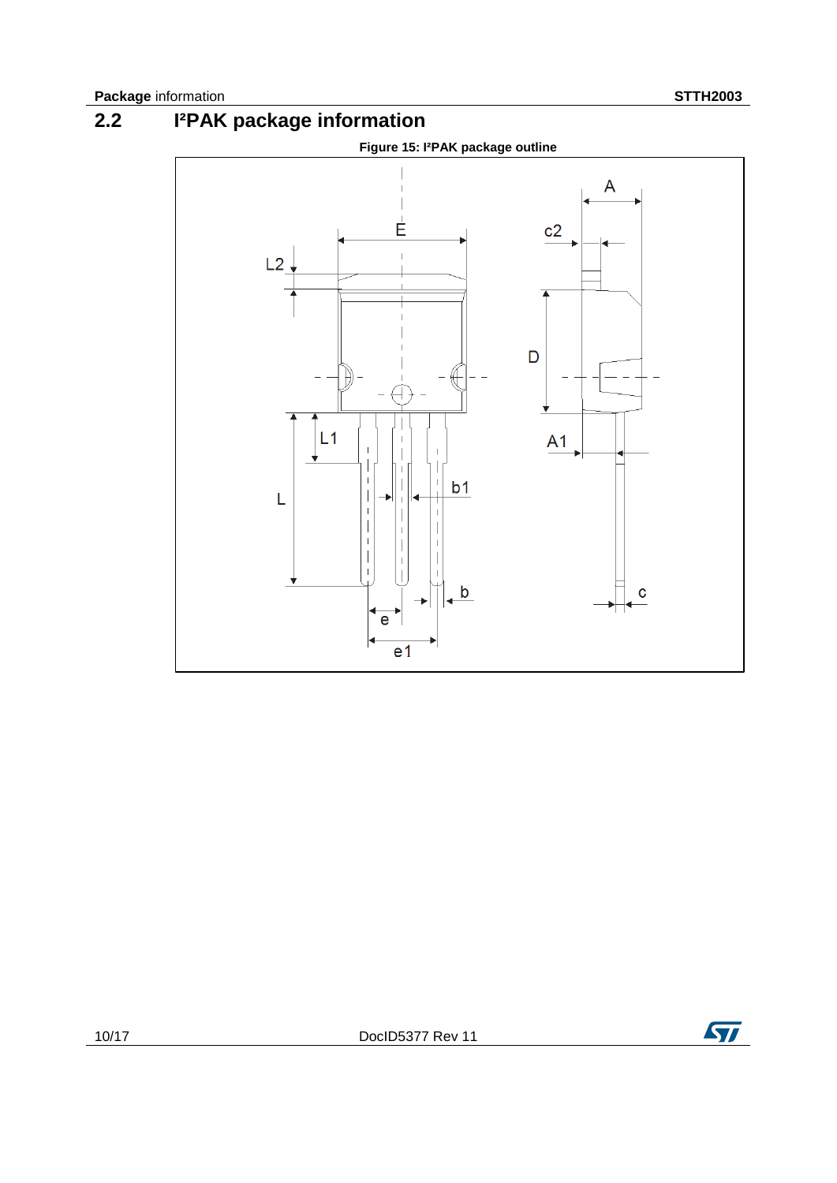## 2.2 I²PAK package information

**Figure 15: I²PAK package outline**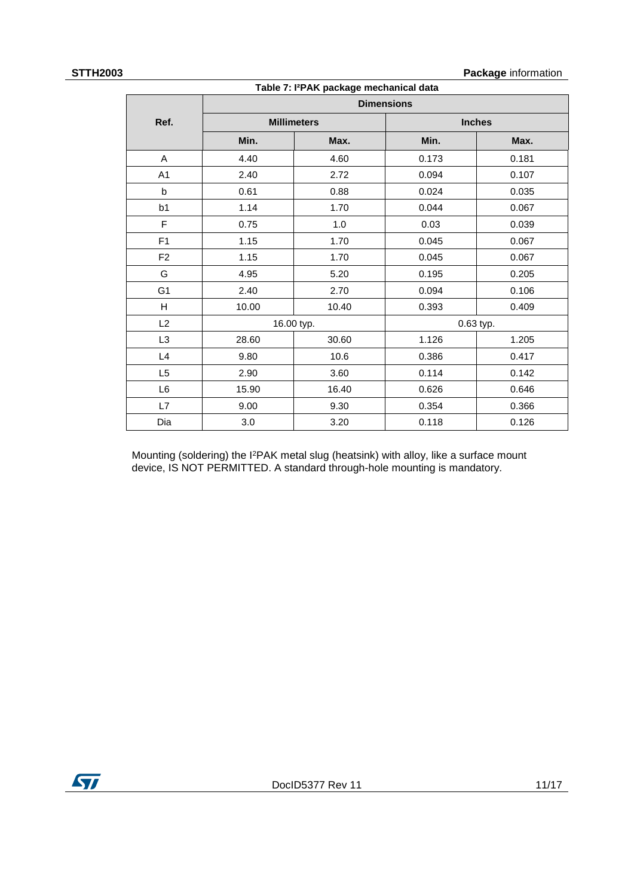Table 7: I²PAK package mechanical data

| Ref. | Dimensions | | | |
|---|---|---|---|---|
| | Millimeters | | Inches | |
| | Min. | Max. | Min. | Max. |
| A | 4.40 | 4.60 | 0.173 | 0.181 |
| A1 | 2.40 | 2.72 | 0.094 | 0.107 |
| b | 0.61 | 0.88 | 0.024 | 0.035 |
| b1 | 1.14 | 1.70 | 0.044 | 0.067 |
| F | 0.75 | 1.0 | 0.03 | 0.039 |
| F1 | 1.15 | 1.70 | 0.045 | 0.067 |
| F2 | 1.15 | 1.70 | 0.045 | 0.067 |
| G | 4.95 | 5.20 | 0.195 | 0.205 |
| G1 | 2.40 | 2.70 | 0.094 | 0.106 |
| H | 10.00 | 10.40 | 0.393 | 0.409 |
| L2 | 16.00 typ. | | 0.63 typ. | |
| L3 | 28.60 | 30.60 | 1.126 | 1.205 |
| L4 | 9.80 | 10.6 | 0.386 | 0.417 |
| L5 | 2.90 | 3.60 | 0.114 | 0.142 |
| L6 | 15.90 | 16.40 | 0.626 | 0.646 |
| L7 | 9.00 | 9.30 | 0.354 | 0.366 |
| Dia | 3.0 | 3.20 | 0.118 | 0.126 |

Mounting (soldering) the I²PAK metal slug (heatsink) with alloy, like a surface mount device, IS NOT PERMITTED. A standard through-hole mounting is mandatory.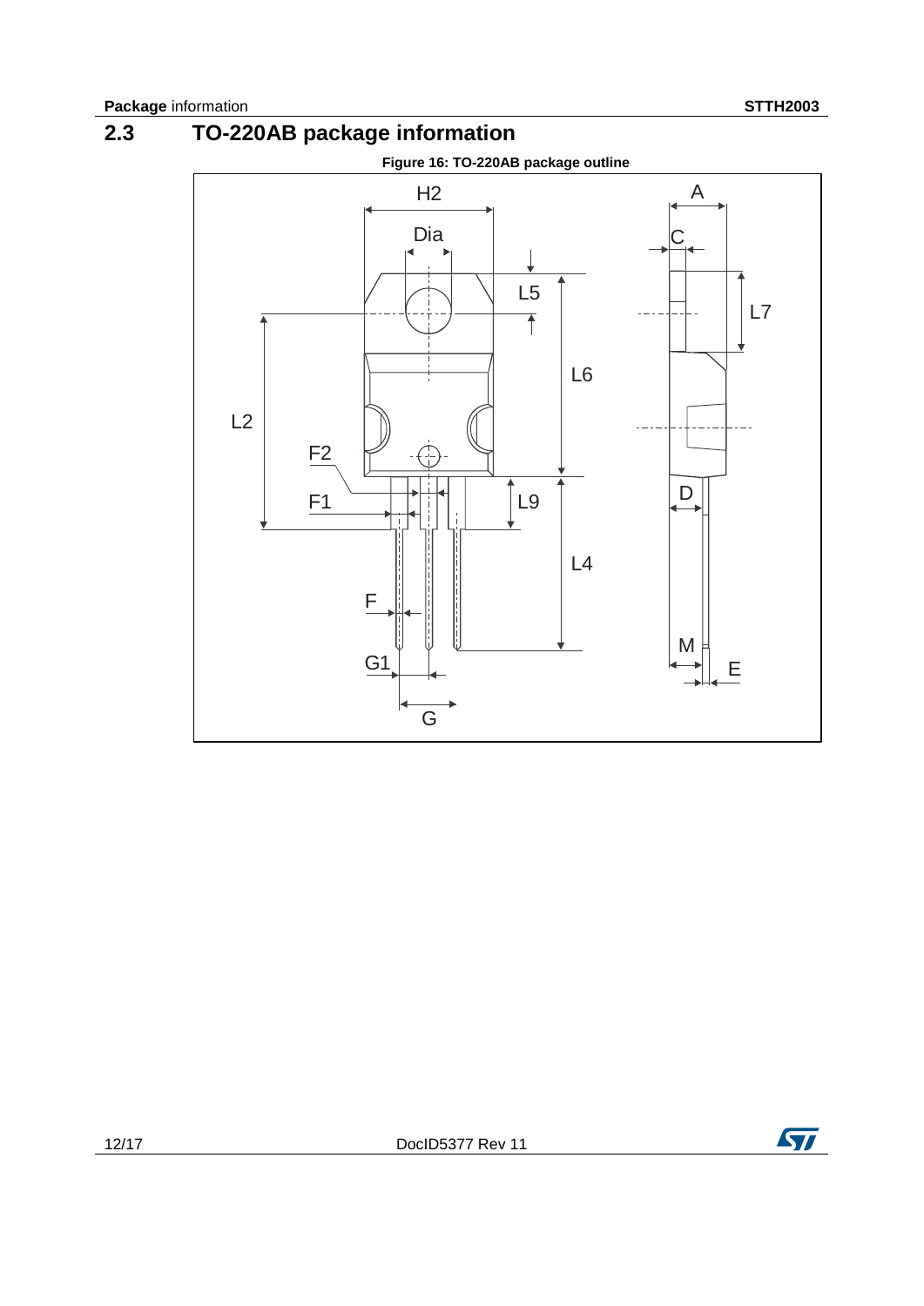## 2.3 TO-220AB package information

**Figure 16: TO-220AB package outline**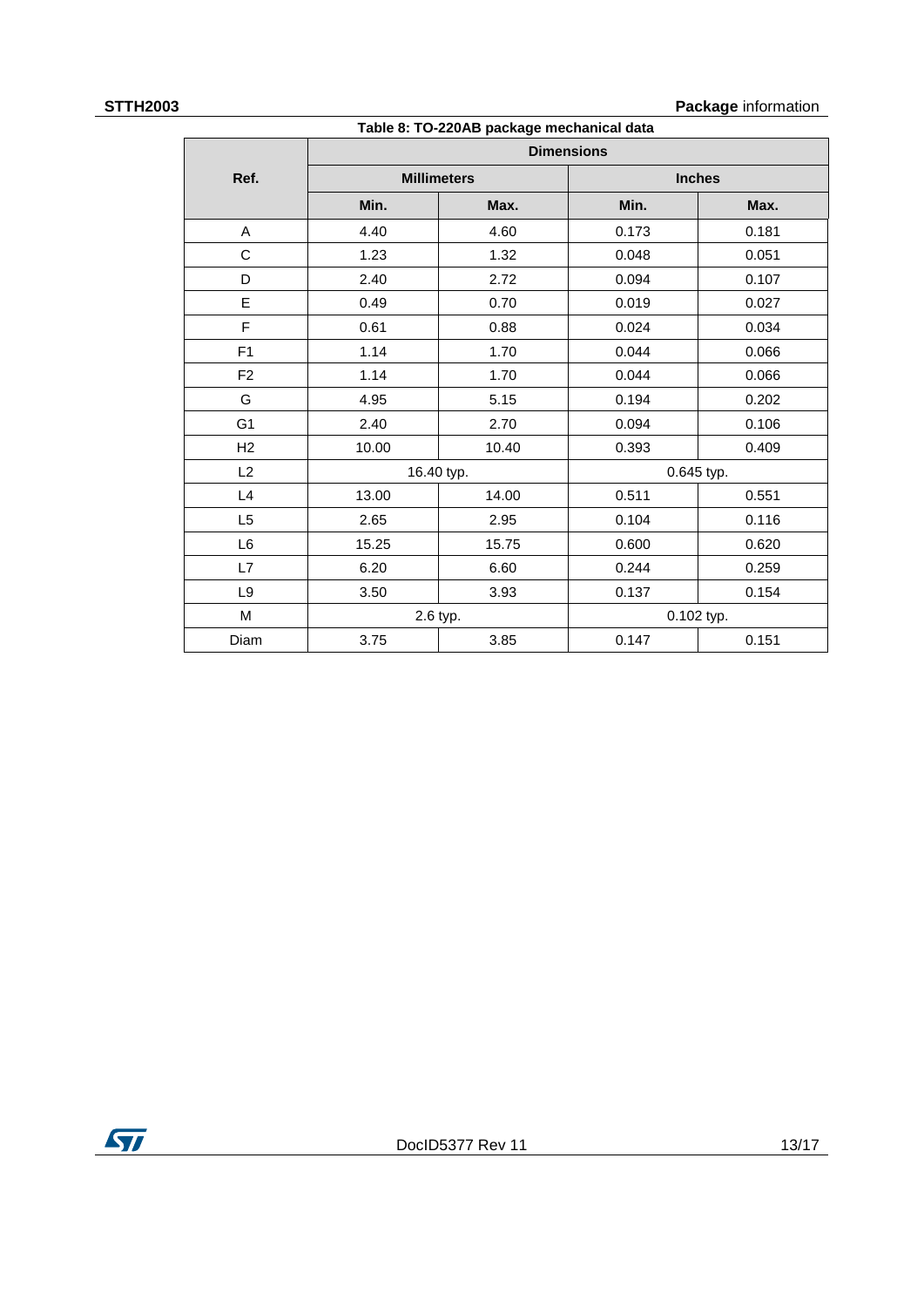Table 8: TO-220AB package mechanical data

| Ref. | Dimensions | | | |
|---|---|---|---|---|
| | Millimeters | | Inches | |
| | Min. | Max. | Min. | Max. |
| A | 4.40 | 4.60 | 0.173 | 0.181 |
| C | 1.23 | 1.32 | 0.048 | 0.051 |
| D | 2.40 | 2.72 | 0.094 | 0.107 |
| E | 0.49 | 0.70 | 0.019 | 0.027 |
| F | 0.61 | 0.88 | 0.024 | 0.034 |
| F1 | 1.14 | 1.70 | 0.044 | 0.066 |
| F2 | 1.14 | 1.70 | 0.044 | 0.066 |
| G | 4.95 | 5.15 | 0.194 | 0.202 |
| G1 | 2.40 | 2.70 | 0.094 | 0.106 |
| H2 | 10.00 | 10.40 | 0.393 | 0.409 |
| L2 | 16.40 typ. | | 0.645 typ. | |
| L4 | 13.00 | 14.00 | 0.511 | 0.551 |
| L5 | 2.65 | 2.95 | 0.104 | 0.116 |
| L6 | 15.25 | 15.75 | 0.600 | 0.620 |
| L7 | 6.20 | 6.60 | 0.244 | 0.259 |
| L9 | 3.50 | 3.93 | 0.137 | 0.154 |
| M | 2.6 typ. | | 0.102 typ. | |
| Diam | 3.75 | 3.85 | 0.147 | 0.151 |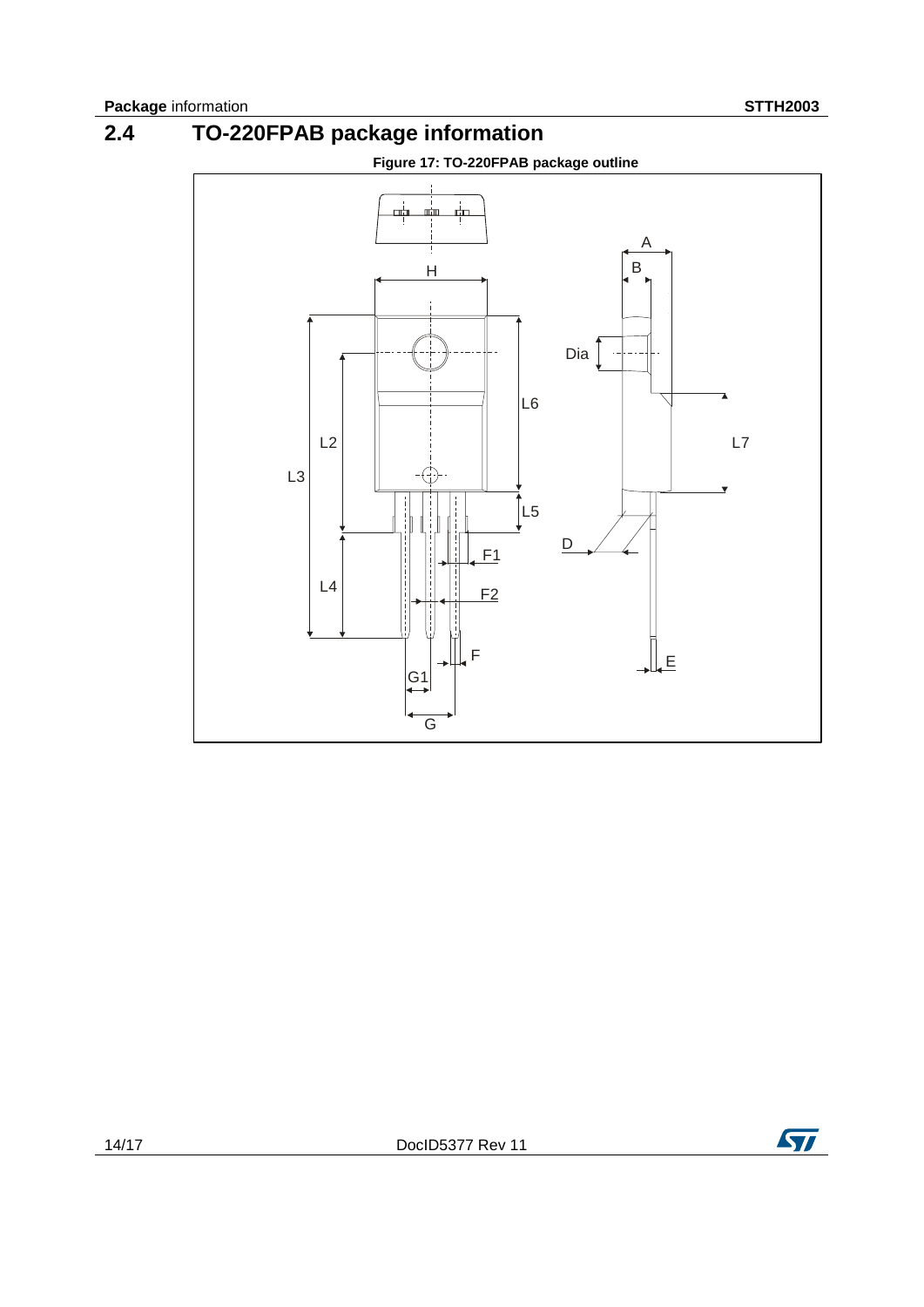## 2.4 TO-220FPAB package information

**Figure 17: TO-220FPAB package outline**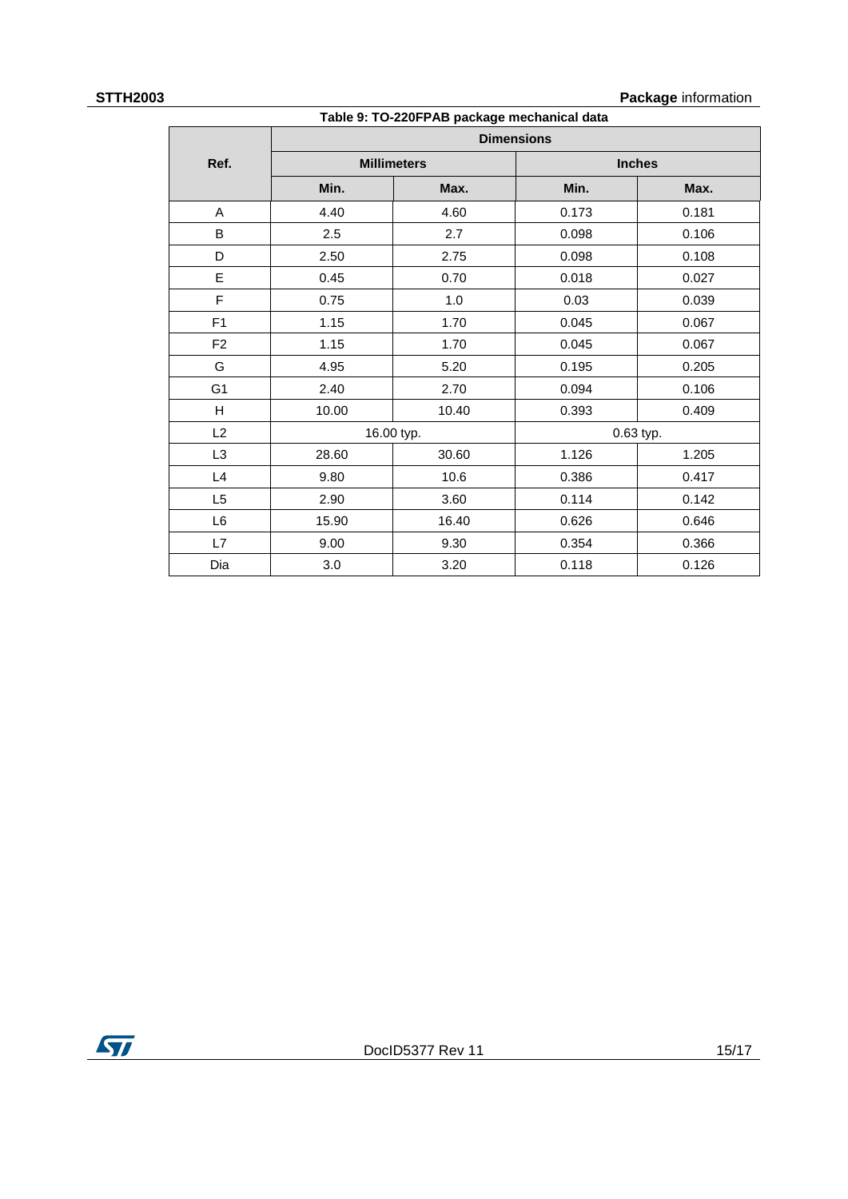Table 9: TO-220FPAB package mechanical data

| Ref. | Dimensions | | | |
|---|---|---|---|---|
| | Millimeters | | Inches | |
| | Min. | Max. | Min. | Max. |
| A | 4.40 | 4.60 | 0.173 | 0.181 |
| B | 2.5 | 2.7 | 0.098 | 0.106 |
| D | 2.50 | 2.75 | 0.098 | 0.108 |
| E | 0.45 | 0.70 | 0.018 | 0.027 |
| F | 0.75 | 1.0 | 0.03 | 0.039 |
| F1 | 1.15 | 1.70 | 0.045 | 0.067 |
| F2 | 1.15 | 1.70 | 0.045 | 0.067 |
| G | 4.95 | 5.20 | 0.195 | 0.205 |
| G1 | 2.40 | 2.70 | 0.094 | 0.106 |
| H | 10.00 | 10.40 | 0.393 | 0.409 |
| L2 | 16.00 typ. | | 0.63 typ. | |
| L3 | 28.60 | 30.60 | 1.126 | 1.205 |
| L4 | 9.80 | 10.6 | 0.386 | 0.417 |
| L5 | 2.90 | 3.60 | 0.114 | 0.142 |
| L6 | 15.90 | 16.40 | 0.626 | 0.646 |
| L7 | 9.00 | 9.30 | 0.354 | 0.366 |
| Dia | 3.0 | 3.20 | 0.118 | 0.126 |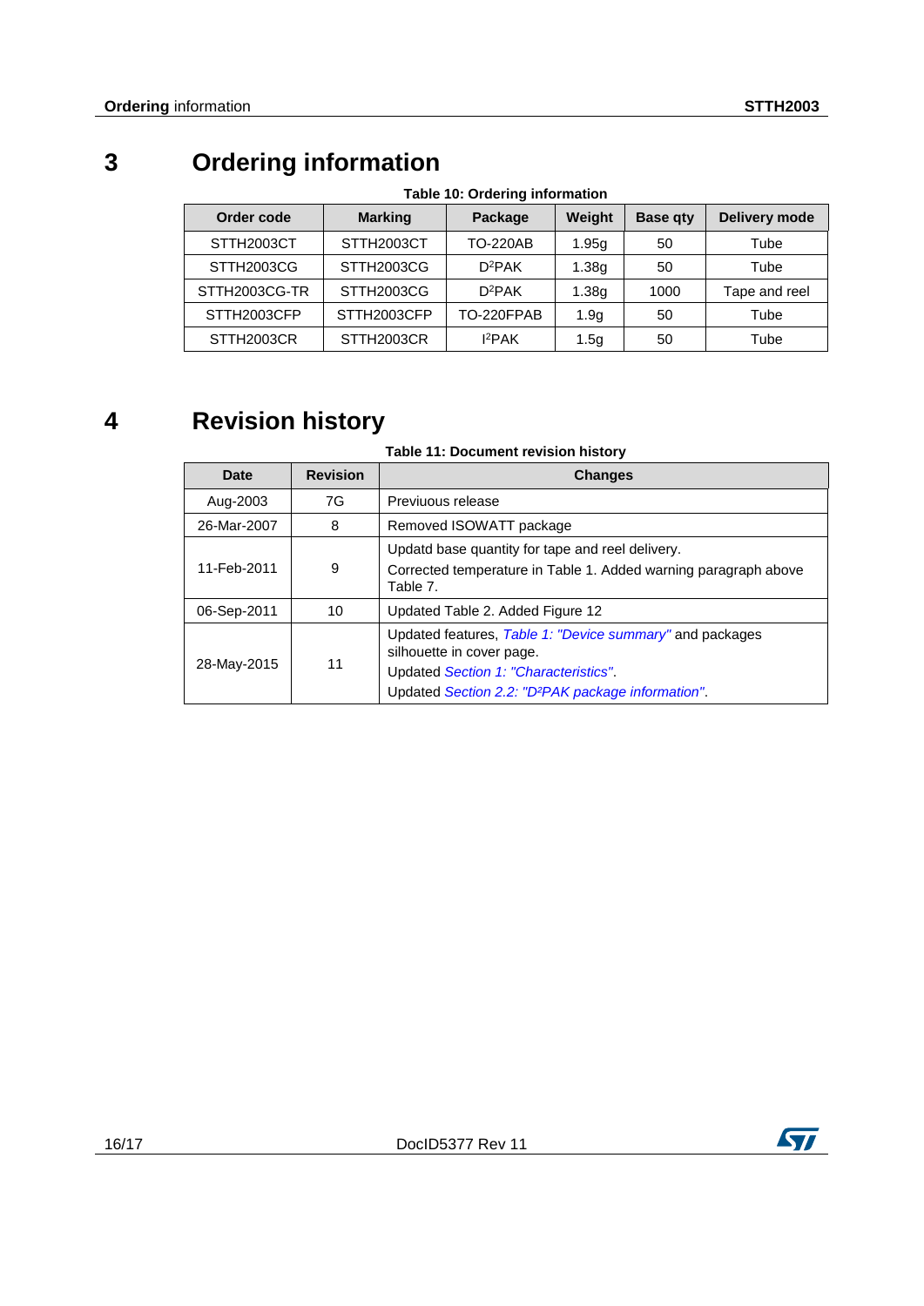# 3 Ordering information

**Table 10: Ordering information**

| Order code | Marking | Package | Weight | Base qty | Delivery mode |
|---|---|---|---|---|---|
| STTH2003CT | STTH2003CT | TO-220AB | 1.95g | 50 | Tube |
| STTH2003CG | STTH2003CG | $D^2PAK$ | 1.38g | 50 | Tube |
| STTH2003CG-TR | STTH2003CG | $D^2PAK$ | 1.38g | 1000 | Tape and reel |
| STTH2003CFP | STTH2003CFP | TO-220FPAB | 1.9g | 50 | Tube |
| STTH2003CR | STTH2003CR | $I^2PAK$ | 1.5g | 50 | Tube |

# 4 Revision history

**Table 11: Document revision history**

| Date | Revision | Changes |
|---|---|---|
| Aug-2003 | 7G | Previuous release |
| 26-Mar-2007 | 8 | Removed ISOWATT package |
| 11-Feb-2011 | 9 | Updatd base quantity for tape and reel delivery.<br>Corrected temperature in Table 1. Added warning paragraph above Table 7. |
| 06-Sep-2011 | 10 | Updated Table 2. Added Figure 12 |
| 28-May-2015 | 11 | Updated features, *Table 1: "Device summary"* and packages silhouette in cover page.<br>Updated *Section 1: "Characteristics"*.<br>Updated *Section 2.2: "$D^2PAK$ package information"*. |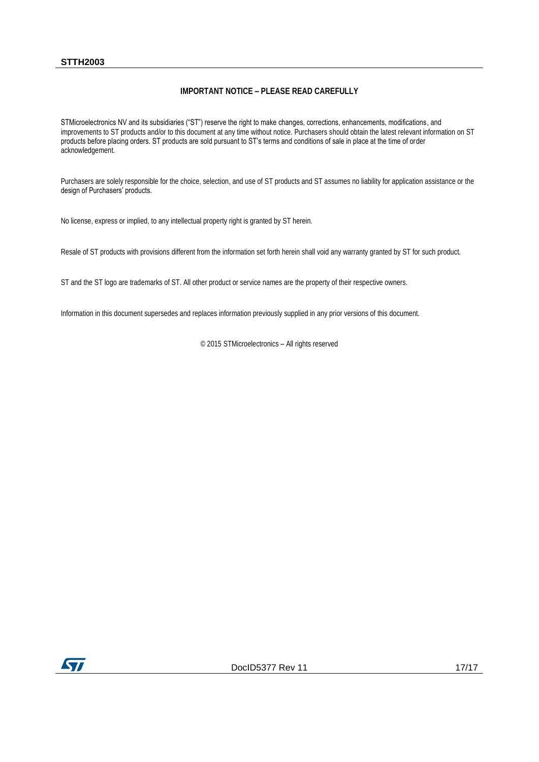**IMPORTANT NOTICE – PLEASE READ CAREFULLY**

STMicroelectronics NV and its subsidiaries ("ST") reserve the right to make changes, corrections, enhancements, modifications, and improvements to ST products and/or to this document at any time without notice. Purchasers should obtain the latest relevant information on ST products before placing orders. ST products are sold pursuant to ST's terms and conditions of sale in place at the time of order acknowledgement.

Purchasers are solely responsible for the choice, selection, and use of ST products and ST assumes no liability for application assistance or the design of Purchasers' products.

No license, express or implied, to any intellectual property right is granted by ST herein.

Resale of ST products with provisions different from the information set forth herein shall void any warranty granted by ST for such product.

ST and the ST logo are trademarks of ST. All other product or service names are the property of their respective owners.

Information in this document supersedes and replaces information previously supplied in any prior versions of this document.

© 2015 STMicroelectronics – All rights reserved